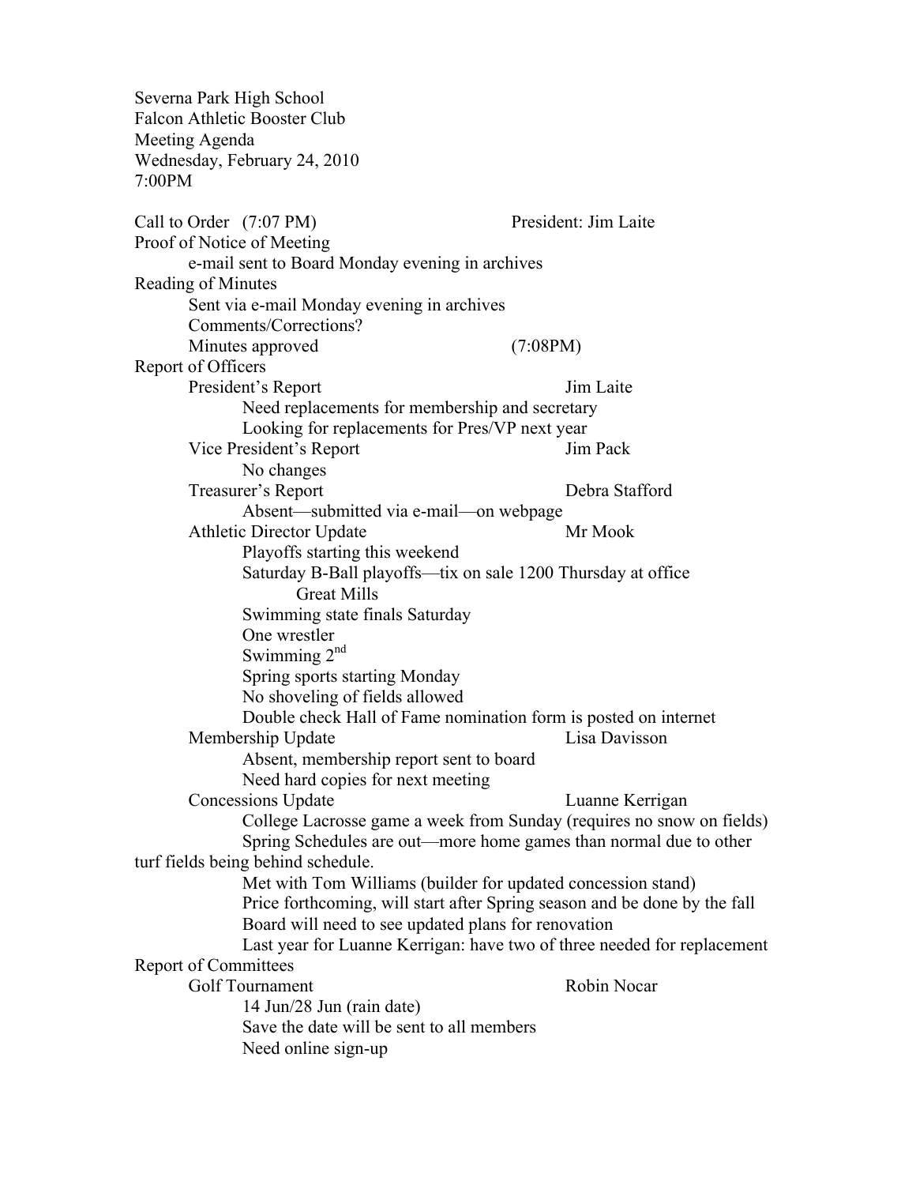Severna Park High School
Falcon Athletic Booster Club
Meeting Agenda
Wednesday, February 24, 2010
7:00PM

Call to Order (7:07 PM) President: Jim Laite

Proof of Notice of Meeting

- e-mail sent to Board Monday evening in archives

Reading of Minutes

- Sent via e-mail Monday evening in archives
- Comments/Corrections?
- Minutes approved (7:08PM)

Report of Officers

- President's Report — Jim Laite
  - Need replacements for membership and secretary
  - Looking for replacements for Pres/VP next year
- Vice President's Report — Jim Pack
  - No changes
- Treasurer's Report — Debra Stafford
  - Absent—submitted via e-mail—on webpage
- Athletic Director Update — Mr Mook
  - Playoffs starting this weekend
  - Saturday B-Ball playoffs—tix on sale 1200 Thursday at office
    - Great Mills
  - Swimming state finals Saturday
  - One wrestler
  - Swimming 2nd
  - Spring sports starting Monday
  - No shoveling of fields allowed
  - Double check Hall of Fame nomination form is posted on internet
- Membership Update — Lisa Davisson
  - Absent, membership report sent to board
  - Need hard copies for next meeting
- Concessions Update — Luanne Kerrigan
  - College Lacrosse game a week from Sunday (requires no snow on fields)
  - Spring Schedules are out—more home games than normal due to other turf fields being behind schedule.
  - Met with Tom Williams (builder for updated concession stand)
  - Price forthcoming, will start after Spring season and be done by the fall
  - Board will need to see updated plans for renovation
  - Last year for Luanne Kerrigan: have two of three needed for replacement

Report of Committees

- Golf Tournament — Robin Nocar
  - 14 Jun/28 Jun (rain date)
  - Save the date will be sent to all members
  - Need online sign-up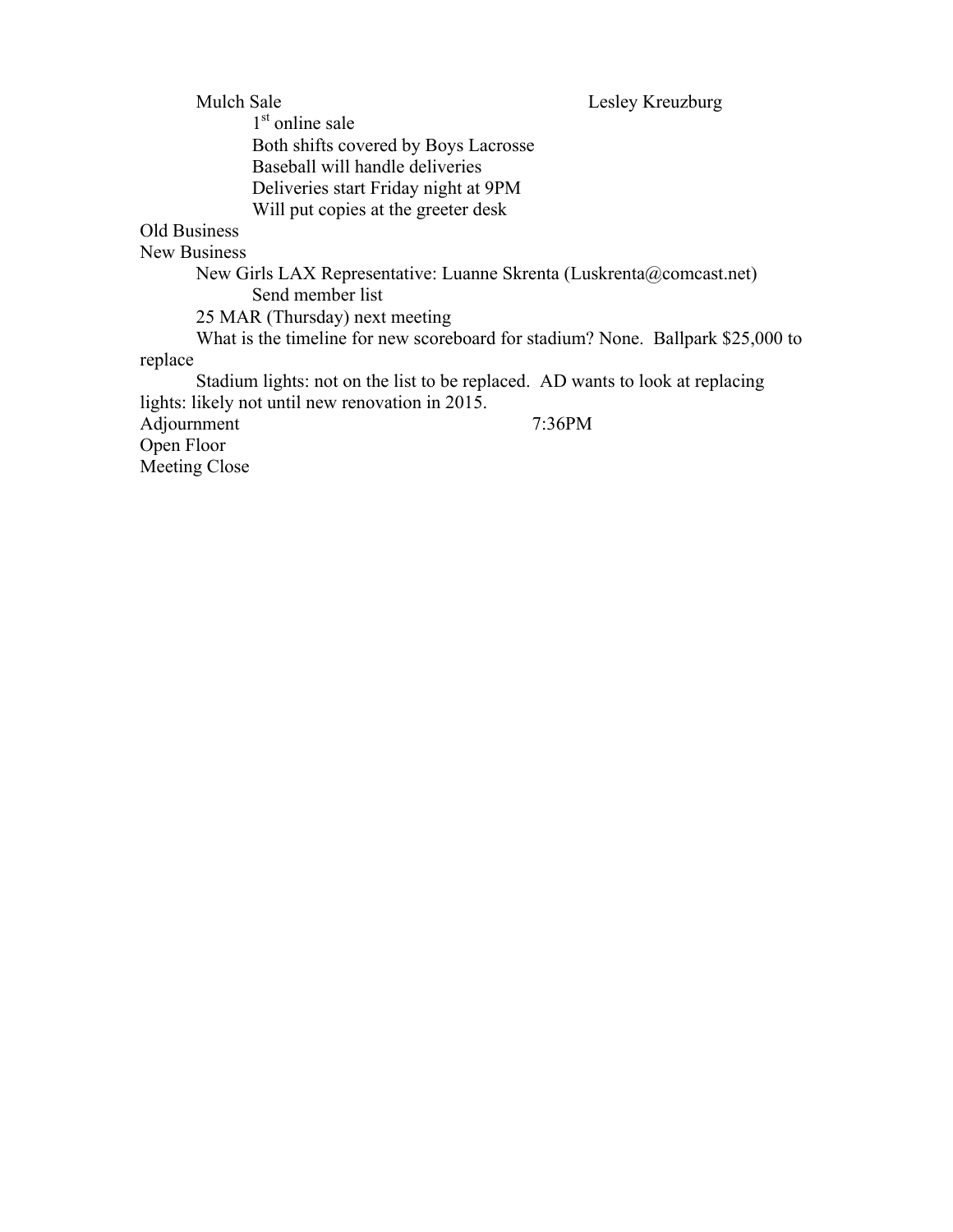- Mulch Sale — Lesley Kreuzburg
  - 1st online sale
  - Both shifts covered by Boys Lacrosse
  - Baseball will handle deliveries
  - Deliveries start Friday night at 9PM
  - Will put copies at the greeter desk

Old Business

New Business

- New Girls LAX Representative: Luanne Skrenta (Luskrenta@comcast.net)
  - Send member list
- 25 MAR (Thursday) next meeting
- What is the timeline for new scoreboard for stadium? None. Ballpark $25,000 to replace
- Stadium lights: not on the list to be replaced. AD wants to look at replacing lights: likely not until new renovation in 2015.

Adjournment — 7:36PM

Open Floor

Meeting Close